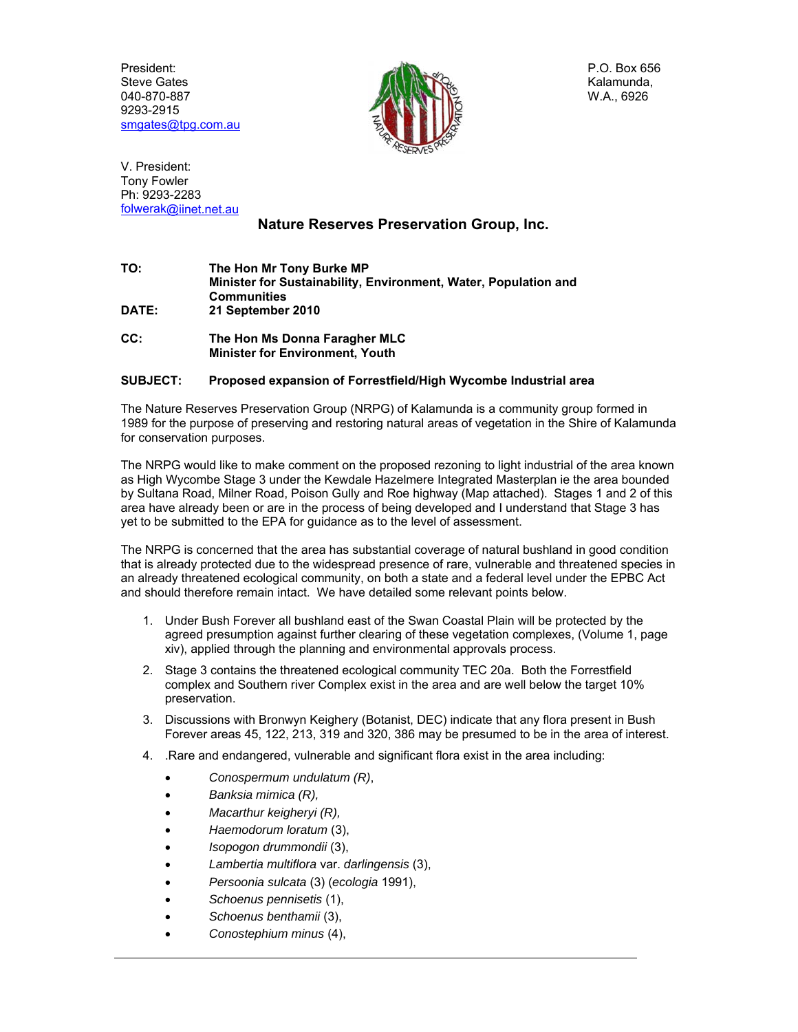President:
Steve Gates
040-870-887
9293-2915
smgates@tpg.com.au

P.O. Box 656
Kalamunda,
W.A., 6926

V. President:
Tony Fowler
Ph: 9293-2283
folwerak@iinet.net.au

## Nature Reserves Preservation Group, Inc.

**TO:** **The Hon Mr Tony Burke MP**
**Minister for Sustainability, Environment, Water, Population and Communities**

**DATE:** **21 September 2010**

**CC:** **The Hon Ms Donna Faragher MLC**
**Minister for Environment, Youth**

**SUBJECT:** **Proposed expansion of Forrestfield/High Wycombe Industrial area**

The Nature Reserves Preservation Group (NRPG) of Kalamunda is a community group formed in 1989 for the purpose of preserving and restoring natural areas of vegetation in the Shire of Kalamunda for conservation purposes.

The NRPG would like to make comment on the proposed rezoning to light industrial of the area known as High Wycombe Stage 3 under the Kewdale Hazelmere Integrated Masterplan ie the area bounded by Sultana Road, Milner Road, Poison Gully and Roe highway (Map attached). Stages 1 and 2 of this area have already been or are in the process of being developed and I understand that Stage 3 has yet to be submitted to the EPA for guidance as to the level of assessment.

The NRPG is concerned that the area has substantial coverage of natural bushland in good condition that is already protected due to the widespread presence of rare, vulnerable and threatened species in an already threatened ecological community, on both a state and a federal level under the EPBC Act and should therefore remain intact. We have detailed some relevant points below.

1. Under Bush Forever all bushland east of the Swan Coastal Plain will be protected by the agreed presumption against further clearing of these vegetation complexes, (Volume 1, page xiv), applied through the planning and environmental approvals process.
2. Stage 3 contains the threatened ecological community TEC 20a. Both the Forrestfield complex and Southern river Complex exist in the area and are well below the target 10% preservation.
3. Discussions with Bronwyn Keighery (Botanist, DEC) indicate that any flora present in Bush Forever areas 45, 122, 213, 319 and 320, 386 may be presumed to be in the area of interest.
4. .Rare and endangered, vulnerable and significant flora exist in the area including:
   - *Conospermum undulatum (R)*,
   - *Banksia mimica (R),*
   - *Macarthur keigheryi (R),*
   - *Haemodorum loratum* (3),
   - *Isopogon drummondii* (3),
   - *Lambertia multiflora* var. *darlingensis* (3),
   - *Persoonia sulcata* (3) (*ecologia* 1991),
   - *Schoenus pennisetis* (1),
   - *Schoenus benthamii* (3),
   - *Conostephium minus* (4),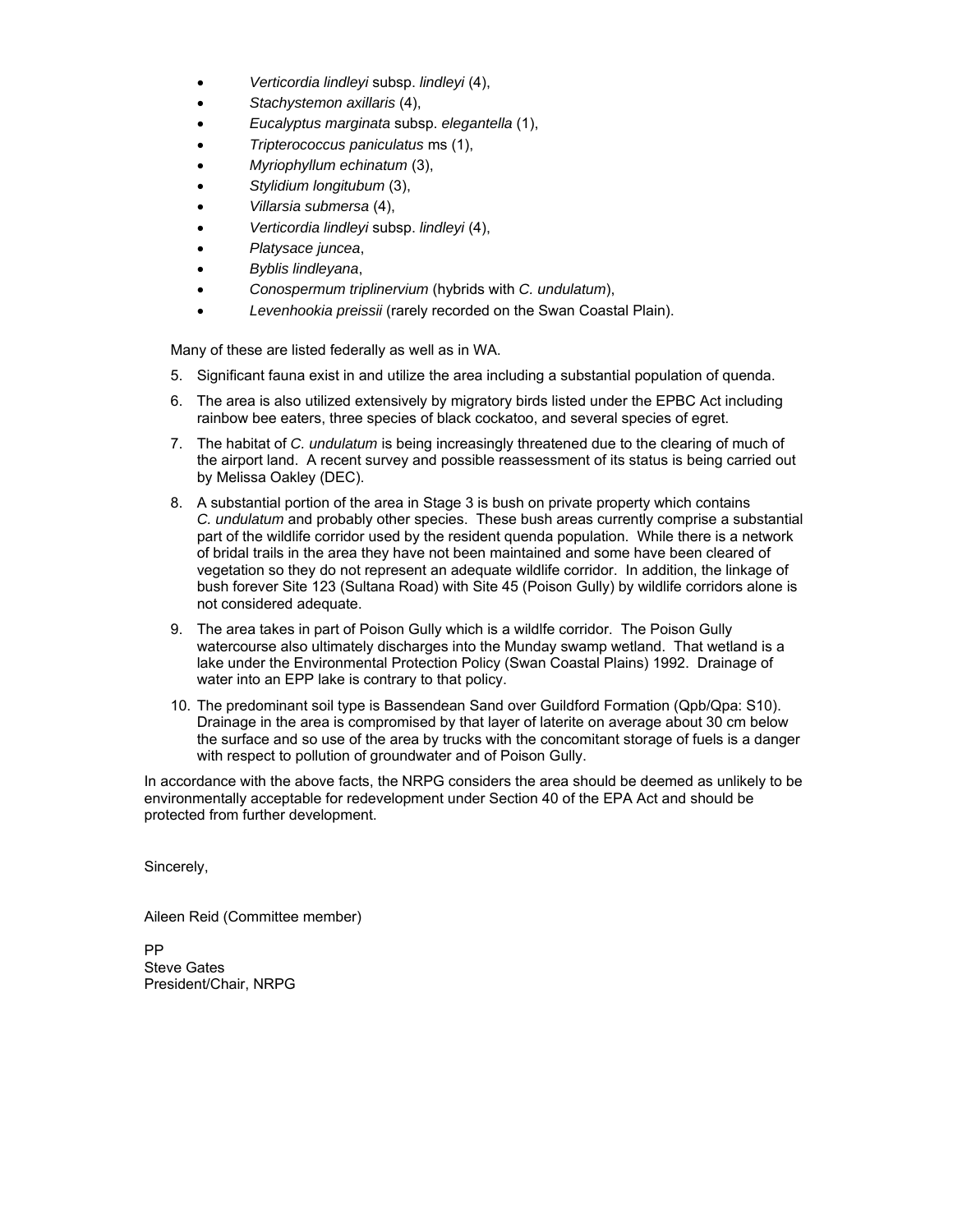- *Verticordia lindleyi* subsp. *lindleyi* (4),
- *Stachystemon axillaris* (4),
- *Eucalyptus marginata* subsp. *elegantella* (1),
- *Tripterococcus paniculatus* ms (1),
- *Myriophyllum echinatum* (3),
- *Stylidium longitubum* (3),
- *Villarsia submersa* (4),
- *Verticordia lindleyi* subsp. *lindleyi* (4),
- *Platysace juncea*,
- *Byblis lindleyana*,
- *Conospermum triplinervium* (hybrids with *C. undulatum*),
- *Levenhookia preissii* (rarely recorded on the Swan Coastal Plain).

Many of these are listed federally as well as in WA.

5. Significant fauna exist in and utilize the area including a substantial population of quenda.
6. The area is also utilized extensively by migratory birds listed under the EPBC Act including rainbow bee eaters, three species of black cockatoo, and several species of egret.
7. The habitat of *C. undulatum* is being increasingly threatened due to the clearing of much of the airport land. A recent survey and possible reassessment of its status is being carried out by Melissa Oakley (DEC).
8. A substantial portion of the area in Stage 3 is bush on private property which contains *C. undulatum* and probably other species. These bush areas currently comprise a substantial part of the wildlife corridor used by the resident quenda population. While there is a network of bridal trails in the area they have not been maintained and some have been cleared of vegetation so they do not represent an adequate wildlife corridor. In addition, the linkage of bush forever Site 123 (Sultana Road) with Site 45 (Poison Gully) by wildlife corridors alone is not considered adequate.
9. The area takes in part of Poison Gully which is a wildlfe corridor. The Poison Gully watercourse also ultimately discharges into the Munday swamp wetland. That wetland is a lake under the Environmental Protection Policy (Swan Coastal Plains) 1992. Drainage of water into an EPP lake is contrary to that policy.
10. The predominant soil type is Bassendean Sand over Guildford Formation (Qpb/Qpa: S10). Drainage in the area is compromised by that layer of laterite on average about 30 cm below the surface and so use of the area by trucks with the concomitant storage of fuels is a danger with respect to pollution of groundwater and of Poison Gully.

In accordance with the above facts, the NRPG considers the area should be deemed as unlikely to be environmentally acceptable for redevelopment under Section 40 of the EPA Act and should be protected from further development.

Sincerely,

Aileen Reid (Committee member)

PP
Steve Gates
President/Chair, NRPG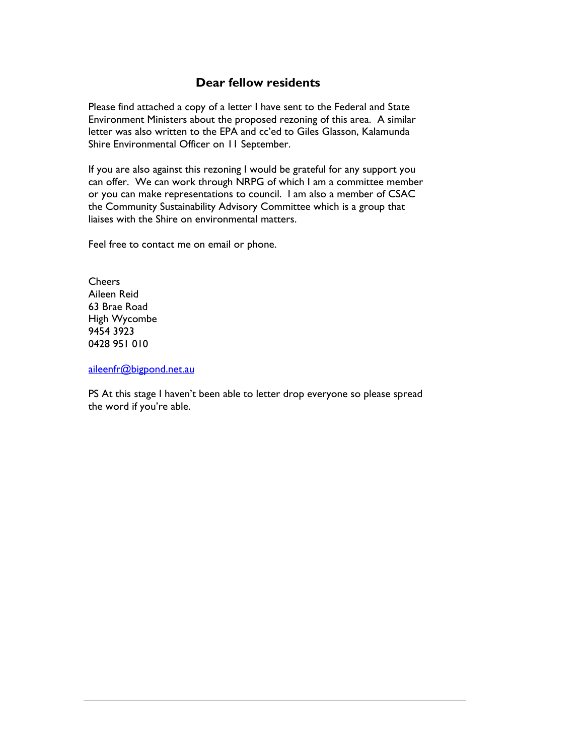## Dear fellow residents

Please find attached a copy of a letter I have sent to the Federal and State Environment Ministers about the proposed rezoning of this area. A similar letter was also written to the EPA and cc'ed to Giles Glasson, Kalamunda Shire Environmental Officer on 11 September.

If you are also against this rezoning I would be grateful for any support you can offer. We can work through NRPG of which I am a committee member or you can make representations to council. I am also a member of CSAC the Community Sustainability Advisory Committee which is a group that liaises with the Shire on environmental matters.

Feel free to contact me on email or phone.

Cheers
Aileen Reid
63 Brae Road
High Wycombe
9454 3923
0428 951 010

aileenfr@bigpond.net.au

PS At this stage I haven't been able to letter drop everyone so please spread the word if you're able.